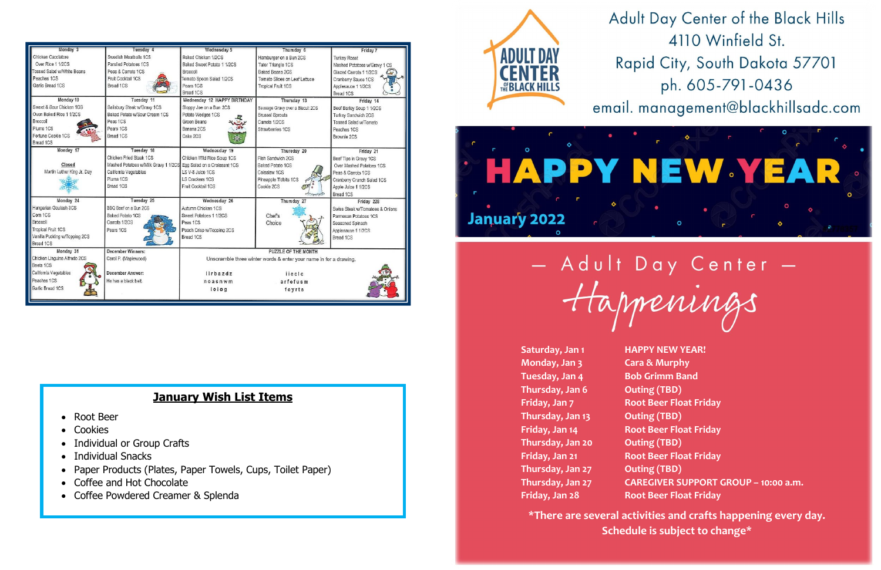| Monday 3 | Tuesday 4 | Wednesday 5 | Thursday 6 | Friday 7 |
|---|---|---|---|---|
| Chicken Cacciatore Over Rice 1 1/2CS Tossed Salad w/White Beans Peaches 1CS Garlic Bread 1CS | Swedish Meatballs 1CS Parslied Potatoes 1CS Peas & Carrots 1CS Fruit Cocktail 1CS Bread 1CS | Baked Chicken 1/2CS Baked Sweet Potato 1 1/2CS Broccoli Tomato Spoon Salad 1/2CS Pears 1CS Bread 1CS | Hamburger on a Bun 2CS Tater Triangle 1CS Baked Beans 2CS Tomato Slices on Leaf Lettuce Tropical Fruit 1CS | Turkey Roast Mashed Potatoes w/Gravy 1 CS Glazed Carrots 1 1/2CS Cranberry Sauce 1CS Applesauce 1 1/2CS Bread 1CS |
| Monday 10 | Tuesday 11 | Wednesday 12 HAPPY BIRTHDAY | Thursday 13 | Friday 14 |
| Sweet & Sour Chicken 1CS Oven Baked Rice 1 1/2CS Broccoli Plums 1CS Fortune Cookie 1CS Bread 1CS | Salisbury Steak w/Gravy 1CS Baked Potato w/Sour Cream 1CS Peas 1CS Pears 1CS Bread 1CS | Sloppy Joe on a Bun 2CS Potato Wedges 1CS Green Beans Banana 2CS Cake 2CS | Sausage Gravy over a Biscuit 2CS Brussel Sprouts Carrots 1/2CS Strawberries 1CS | Beef Barley Soup 1 1/2CS Turkey Sandwich 2CS Tossed Salad w/Tomato Peaches 1CS Brownie 2CS |
| Monday 17 | Tuesday 18 | Wednesday 19 | Thursday 20 | Friday 21 |
| Closed Martin Luther King Jr. Day | Chicken Fried Steak 1CS Mashed Potatoes w/Milk Gravy 1 1/2CS California Vegetables Plums 1CS Bread 1CS | Chicken Wild Rice Soup 1CS Egg Salad on a Croissant 1CS LS V-8 Juice 1CS LS Crackers 1CS Fruit Cocktail 1CS | Fish Sandwich 2CS Baked Potato 1CS Coleslaw 1CS Pineapple Tidbits 1CS Cookie 2CS | Beef Tips in Gravy 1CS Over Mashed Potatoes 1CS Peas & Carrots 1CS Cranberry Crunch Salad 1CS Apple Juice 1 1/2CS Bread 1CS |
| Monday 24 | Tuesday 25 | Wednesday 26 | Thursday 27 | Friday 228 |
| Hungarian Goulash 3CS Corn 1CS Broccoli Tropical Fruit 1CS Vanilla Pudding w/Topping 2CS Bread 1CS | BBQ Beef on a Bun 2CS Baked Potato 1CS Carrots 1/2CS Pears 1CS | Autumn Chicken 1CS Sweet Potatoes 1 1/2CS Peas 1CS Peach Crisp w/Topping 2CS Bread 1CS | Chef's Choice | Swiss Steak w/Tomatoes & Onions Parmesan Potatoes 1CS Seasoned Spinach Applesauce 1 1/2CS Bread 1CS |
| Monday 31 | December Winners: | PUZZLE OF THE MONTH | | |
| Chicken Linguine Alfredo 2CS Beets 1CS California Vegetables Peaches 1CS Garlic Bread 1CS | Carol P. (Maplewood) December Answer: He has a black belt. | Unscramble three winter words & enter your name in for a drawing. lirbazdz noasnwm loiog | iiecle arfefusm foyrts | |

## January Wish List Items

- Root Beer
- Cookies
- Individual or Group Crafts
- Individual Snacks
- Paper Products (Plates, Paper Towels, Cups, Toilet Paper)
- Coffee and Hot Chocolate
- Coffee Powdered Creamer & Splenda

# Adult Day Center of the Black Hills

4110 Winfield St.
Rapid City, South Dakota 57701
ph. 605-791-0436
email. management@blackhillsadc.com

# HAPPY NEW YEAR

January 2022

## — Adult Day Center — Happenings

| | |
|---|---|
| Saturday, Jan 1 | HAPPY NEW YEAR! |
| Monday, Jan 3 | Cara & Murphy |
| Tuesday, Jan 4 | Bob Grimm Band |
| Thursday, Jan 6 | Outing (TBD) |
| Friday, Jan 7 | Root Beer Float Friday |
| Thursday, Jan 13 | Outing (TBD) |
| Friday, Jan 14 | Root Beer Float Friday |
| Thursday, Jan 20 | Outing (TBD) |
| Friday, Jan 21 | Root Beer Float Friday |
| Thursday, Jan 27 | Outing (TBD) |
| Thursday, Jan 27 | CAREGIVER SUPPORT GROUP – 10:00 a.m. |
| Friday, Jan 28 | Root Beer Float Friday |

*There are several activities and crafts happening every day. Schedule is subject to change*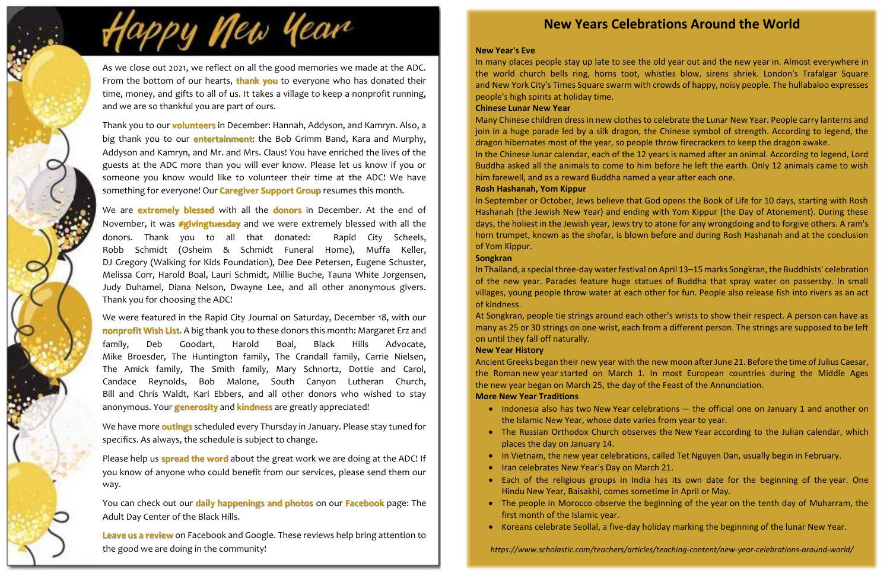# Happy New Year

As we close out 2021, we reflect on all the good memories we made at the ADC. From the bottom of our hearts, **thank you** to everyone who has donated their time, money, and gifts to all of us. It takes a village to keep a nonprofit running, and we are so thankful you are part of ours.

Thank you to our **volunteers** in December: Hannah, Addyson, and Kamryn. Also, a big thank you to our **entertainment**: the Bob Grimm Band, Kara and Murphy, Addyson and Kamryn, and Mr. and Mrs. Claus! You have enriched the lives of the guests at the ADC more than you will ever know. Please let us know if you or someone you know would like to volunteer their time at the ADC! We have something for everyone! Our **Caregiver Support Group** resumes this month.

We are **extremely blessed** with all the **donors** in December. At the end of November, it was **#givingtuesday** and we were extremely blessed with all the donors. Thank you to all that donated: Rapid City Scheels, Robb Schmidt (Osheim & Schmidt Funeral Home), Muffa Keller, DJ Gregory (Walking for Kids Foundation), Dee Dee Petersen, Eugene Schuster, Melissa Corr, Harold Boal, Lauri Schmidt, Millie Buche, Tauna White Jorgensen, Judy Duhamel, Diana Nelson, Dwayne Lee, and all other anonymous givers. Thank you for choosing the ADC!

We were featured in the Rapid City Journal on Saturday, December 18, with our **nonprofit Wish List**. A big thank you to these donors this month: Margaret Erz and family, Deb Goodart, Harold Boal, Black Hills Advocate, Mike Broesder, The Huntington family, The Crandall family, Carrie Nielsen, The Amick family, The Smith family, Mary Schnortz, Dottie and Carol, Candace Reynolds, Bob Malone, South Canyon Lutheran Church, Bill and Chris Waldt, Kari Ebbers, and all other donors who wished to stay anonymous. Your **generosity** and **kindness** are greatly appreciated!

We have more **outings** scheduled every Thursday in January. Please stay tuned for specifics. As always, the schedule is subject to change.

Please help us **spread the word** about the great work we are doing at the ADC! If you know of anyone who could benefit from our services, please send them our way.

You can check out our **daily happenings and photos** on our **Facebook** page: The Adult Day Center of the Black Hills.

**Leave us a review** on Facebook and Google. These reviews help bring attention to the good we are doing in the community!

## New Years Celebrations Around the World

**New Year's Eve**

In many places people stay up late to see the old year out and the new year in. Almost everywhere in the world church bells ring, horns toot, whistles blow, sirens shriek. London's Trafalgar Square and New York City's Times Square swarm with crowds of happy, noisy people. The hullabaloo expresses people's high spirits at holiday time.

**Chinese Lunar New Year**

Many Chinese children dress in new clothes to celebrate the Lunar New Year. People carry lanterns and join in a huge parade led by a silk dragon, the Chinese symbol of strength. According to legend, the dragon hibernates most of the year, so people throw firecrackers to keep the dragon awake.

In the Chinese lunar calendar, each of the 12 years is named after an animal. According to legend, Lord Buddha asked all the animals to come to him before he left the earth. Only 12 animals came to wish him farewell, and as a reward Buddha named a year after each one.

**Rosh Hashanah, Yom Kippur**

In September or October, Jews believe that God opens the Book of Life for 10 days, starting with Rosh Hashanah (the Jewish New Year) and ending with Yom Kippur (the Day of Atonement). During these days, the holiest in the Jewish year, Jews try to atone for any wrongdoing and to forgive others. A ram's horn trumpet, known as the shofar, is blown before and during Rosh Hashanah and at the conclusion of Yom Kippur.

**Songkran**

In Thailand, a special three-day water festival on April 13–15 marks Songkran, the Buddhists' celebration of the new year. Parades feature huge statues of Buddha that spray water on passersby. In small villages, young people throw water at each other for fun. People also release fish into rivers as an act of kindness.

At Songkran, people tie strings around each other's wrists to show their respect. A person can have as many as 25 or 30 strings on one wrist, each from a different person. The strings are supposed to be left on until they fall off naturally.

**New Year History**

Ancient Greeks began their new year with the new moon after June 21. Before the time of Julius Caesar, the Roman new year started on March 1. In most European countries during the Middle Ages the new year began on March 25, the day of the Feast of the Annunciation.

**More New Year Traditions**

- Indonesia also has two New Year celebrations — the official one on January 1 and another on the Islamic New Year, whose date varies from year to year.
- The Russian Orthodox Church observes the New Year according to the Julian calendar, which places the day on January 14.
- In Vietnam, the new year celebrations, called Tet Nguyen Dan, usually begin in February.
- Iran celebrates New Year's Day on March 21.
- Each of the religious groups in India has its own date for the beginning of the year. One Hindu New Year, Baisakhi, comes sometime in April or May.
- The people in Morocco observe the beginning of the year on the tenth day of Muharram, the first month of the Islamic year.
- Koreans celebrate Seollal, a five-day holiday marking the beginning of the lunar New Year.

*https://www.scholastic.com/teachers/articles/teaching-content/new-year-celebrations-around-world/*